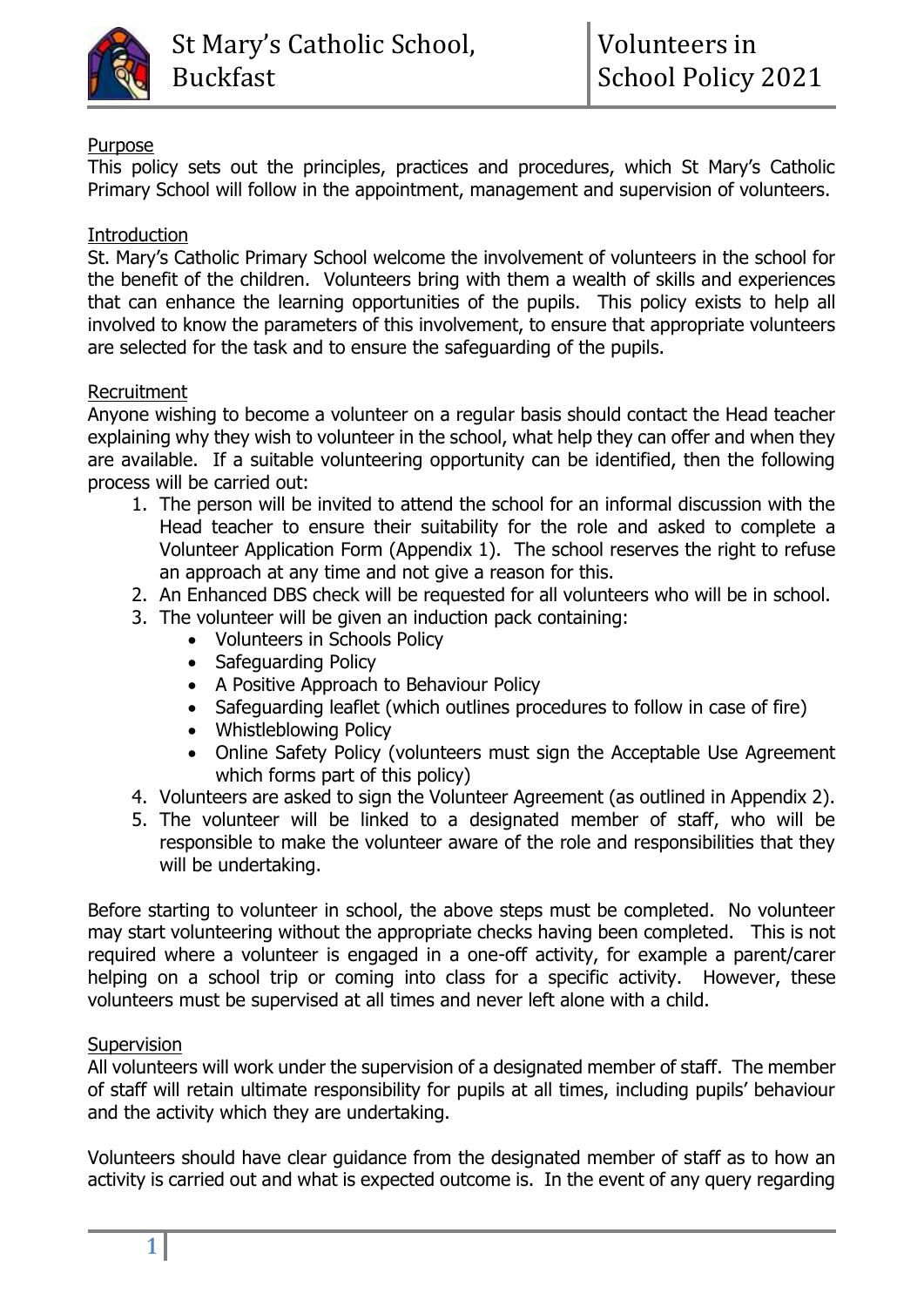# St Mary's Catholic School, Buckfast

# Volunteers in School Policy 2021

## Purpose

This policy sets out the principles, practices and procedures, which St Mary's Catholic Primary School will follow in the appointment, management and supervision of volunteers.

## Introduction

St. Mary's Catholic Primary School welcome the involvement of volunteers in the school for the benefit of the children. Volunteers bring with them a wealth of skills and experiences that can enhance the learning opportunities of the pupils. This policy exists to help all involved to know the parameters of this involvement, to ensure that appropriate volunteers are selected for the task and to ensure the safeguarding of the pupils.

## Recruitment

Anyone wishing to become a volunteer on a regular basis should contact the Head teacher explaining why they wish to volunteer in the school, what help they can offer and when they are available. If a suitable volunteering opportunity can be identified, then the following process will be carried out:

1. The person will be invited to attend the school for an informal discussion with the Head teacher to ensure their suitability for the role and asked to complete a Volunteer Application Form (Appendix 1). The school reserves the right to refuse an approach at any time and not give a reason for this.
2. An Enhanced DBS check will be requested for all volunteers who will be in school.
3. The volunteer will be given an induction pack containing:
   - Volunteers in Schools Policy
   - Safeguarding Policy
   - A Positive Approach to Behaviour Policy
   - Safeguarding leaflet (which outlines procedures to follow in case of fire)
   - Whistleblowing Policy
   - Online Safety Policy (volunteers must sign the Acceptable Use Agreement which forms part of this policy)
4. Volunteers are asked to sign the Volunteer Agreement (as outlined in Appendix 2).
5. The volunteer will be linked to a designated member of staff, who will be responsible to make the volunteer aware of the role and responsibilities that they will be undertaking.

Before starting to volunteer in school, the above steps must be completed. No volunteer may start volunteering without the appropriate checks having been completed. This is not required where a volunteer is engaged in a one-off activity, for example a parent/carer helping on a school trip or coming into class for a specific activity. However, these volunteers must be supervised at all times and never left alone with a child.

## Supervision

All volunteers will work under the supervision of a designated member of staff. The member of staff will retain ultimate responsibility for pupils at all times, including pupils' behaviour and the activity which they are undertaking.

Volunteers should have clear guidance from the designated member of staff as to how an activity is carried out and what is expected outcome is. In the event of any query regarding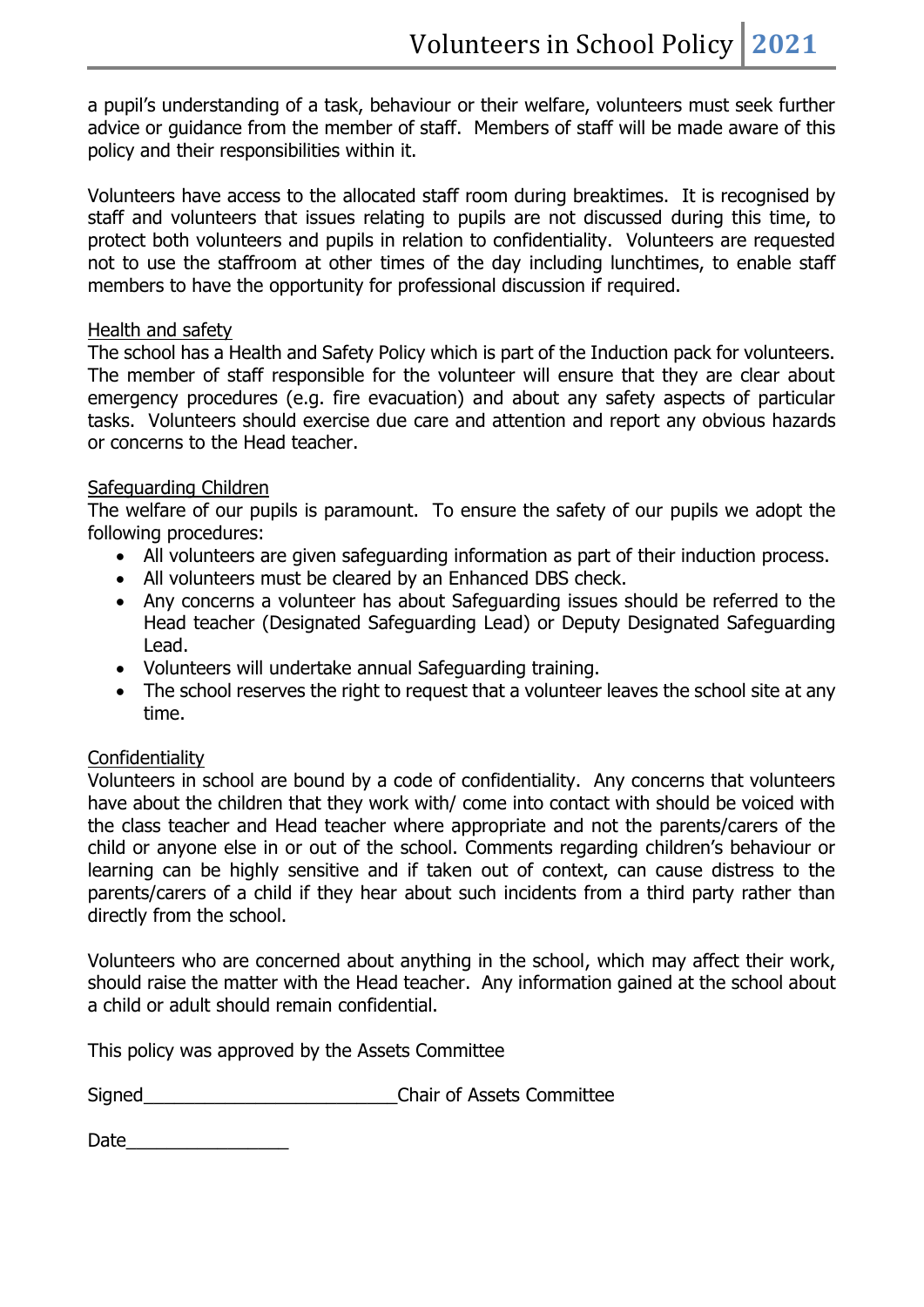a pupil's understanding of a task, behaviour or their welfare, volunteers must seek further advice or guidance from the member of staff. Members of staff will be made aware of this policy and their responsibilities within it.

Volunteers have access to the allocated staff room during breaktimes. It is recognised by staff and volunteers that issues relating to pupils are not discussed during this time, to protect both volunteers and pupils in relation to confidentiality. Volunteers are requested not to use the staffroom at other times of the day including lunchtimes, to enable staff members to have the opportunity for professional discussion if required.

<u>Health and safety</u>

The school has a Health and Safety Policy which is part of the Induction pack for volunteers. The member of staff responsible for the volunteer will ensure that they are clear about emergency procedures (e.g. fire evacuation) and about any safety aspects of particular tasks. Volunteers should exercise due care and attention and report any obvious hazards or concerns to the Head teacher.

<u>Safeguarding Children</u>

The welfare of our pupils is paramount. To ensure the safety of our pupils we adopt the following procedures:

- All volunteers are given safeguarding information as part of their induction process.
- All volunteers must be cleared by an Enhanced DBS check.
- Any concerns a volunteer has about Safeguarding issues should be referred to the Head teacher (Designated Safeguarding Lead) or Deputy Designated Safeguarding Lead.
- Volunteers will undertake annual Safeguarding training.
- The school reserves the right to request that a volunteer leaves the school site at any time.

<u>Confidentiality</u>

Volunteers in school are bound by a code of confidentiality. Any concerns that volunteers have about the children that they work with/ come into contact with should be voiced with the class teacher and Head teacher where appropriate and not the parents/carers of the child or anyone else in or out of the school. Comments regarding children's behaviour or learning can be highly sensitive and if taken out of context, can cause distress to the parents/carers of a child if they hear about such incidents from a third party rather than directly from the school.

Volunteers who are concerned about anything in the school, which may affect their work, should raise the matter with the Head teacher. Any information gained at the school about a child or adult should remain confidential.

This policy was approved by the Assets Committee

Signed_________________________Chair of Assets Committee

Date________________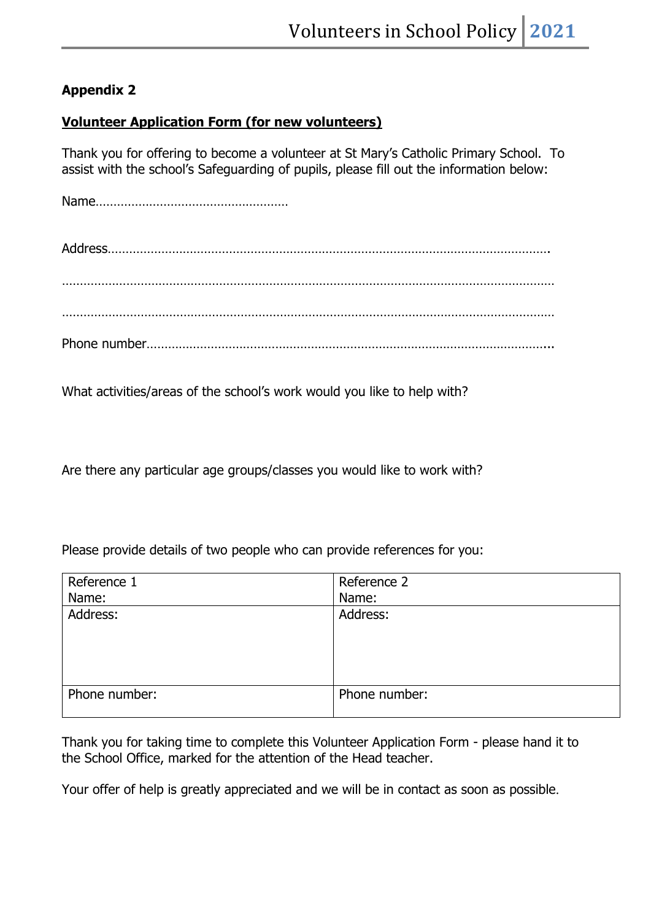**Appendix 2**

**Volunteer Application Form (for new volunteers)**

Thank you for offering to become a volunteer at St Mary's Catholic Primary School. To assist with the school's Safeguarding of pupils, please fill out the information below:

Name………………………………………………

Address…………………………………………………………………………………………………………….

…………………………………………………………………………………………………………………………

…………………………………………………………………………………………………………………………

Phone number……………………………………………………………………………………………………..

What activities/areas of the school's work would you like to help with?

Are there any particular age groups/classes you would like to work with?

Please provide details of two people who can provide references for you:

| Reference 1<br>Name: | Reference 2<br>Name: |
|---|---|
| Address: | Address: |
| Phone number: | Phone number: |

Thank you for taking time to complete this Volunteer Application Form - please hand it to the School Office, marked for the attention of the Head teacher.

Your offer of help is greatly appreciated and we will be in contact as soon as possible.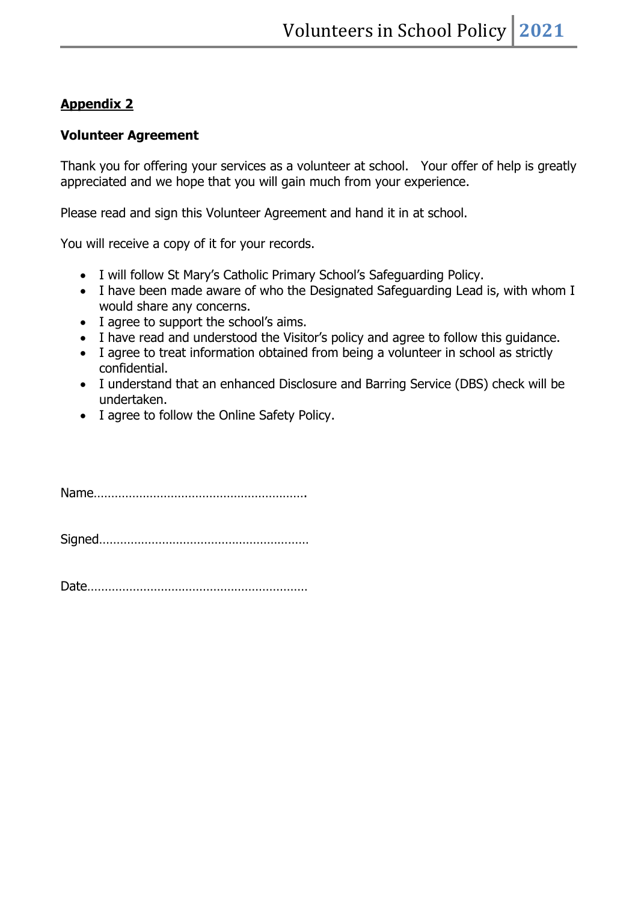**Appendix 2**

**Volunteer Agreement**

Thank you for offering your services as a volunteer at school. Your offer of help is greatly appreciated and we hope that you will gain much from your experience.

Please read and sign this Volunteer Agreement and hand it in at school.

You will receive a copy of it for your records.

- I will follow St Mary's Catholic Primary School's Safeguarding Policy.
- I have been made aware of who the Designated Safeguarding Lead is, with whom I would share any concerns.
- I agree to support the school's aims.
- I have read and understood the Visitor's policy and agree to follow this guidance.
- I agree to treat information obtained from being a volunteer in school as strictly confidential.
- I understand that an enhanced Disclosure and Barring Service (DBS) check will be undertaken.
- I agree to follow the Online Safety Policy.

Name…………………………………………………….

Signed……………………………………………………

Date………………………………………………………